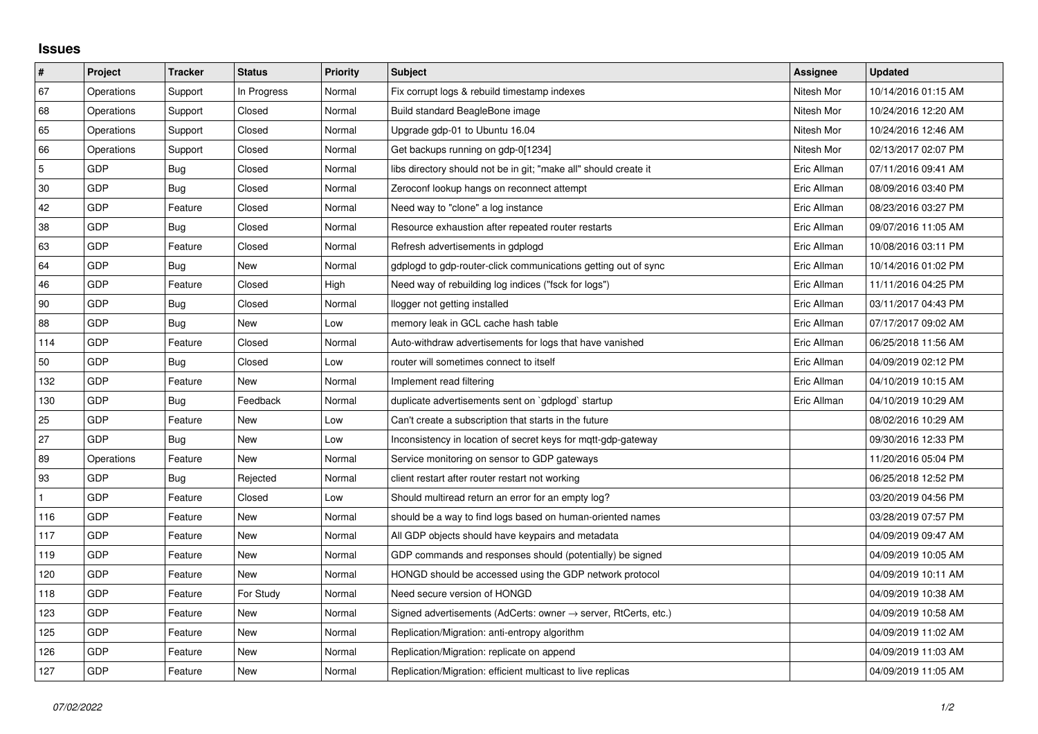## Issues

| # | Project | Tracker | Status | Priority | Subject | Assignee | Updated |
|---|---|---|---|---|---|---|---|
| 67 | Operations | Support | In Progress | Normal | Fix corrupt logs & rebuild timestamp indexes | Nitesh Mor | 10/14/2016 01:15 AM |
| 68 | Operations | Support | Closed | Normal | Build standard BeagleBone image | Nitesh Mor | 10/24/2016 12:20 AM |
| 65 | Operations | Support | Closed | Normal | Upgrade gdp-01 to Ubuntu 16.04 | Nitesh Mor | 10/24/2016 12:46 AM |
| 66 | Operations | Support | Closed | Normal | Get backups running on gdp-0[1234] | Nitesh Mor | 02/13/2017 02:07 PM |
| 5 | GDP | Bug | Closed | Normal | libs directory should not be in git; "make all" should create it | Eric Allman | 07/11/2016 09:41 AM |
| 30 | GDP | Bug | Closed | Normal | Zeroconf lookup hangs on reconnect attempt | Eric Allman | 08/09/2016 03:40 PM |
| 42 | GDP | Feature | Closed | Normal | Need way to "clone" a log instance | Eric Allman | 08/23/2016 03:27 PM |
| 38 | GDP | Bug | Closed | Normal | Resource exhaustion after repeated router restarts | Eric Allman | 09/07/2016 11:05 AM |
| 63 | GDP | Feature | Closed | Normal | Refresh advertisements in gdplogd | Eric Allman | 10/08/2016 03:11 PM |
| 64 | GDP | Bug | New | Normal | gdplogd to gdp-router-click communications getting out of sync | Eric Allman | 10/14/2016 01:02 PM |
| 46 | GDP | Feature | Closed | High | Need way of rebuilding log indices ("fsck for logs") | Eric Allman | 11/11/2016 04:25 PM |
| 90 | GDP | Bug | Closed | Normal | llogger not getting installed | Eric Allman | 03/11/2017 04:43 PM |
| 88 | GDP | Bug | New | Low | memory leak in GCL cache hash table | Eric Allman | 07/17/2017 09:02 AM |
| 114 | GDP | Feature | Closed | Normal | Auto-withdraw advertisements for logs that have vanished | Eric Allman | 06/25/2018 11:56 AM |
| 50 | GDP | Bug | Closed | Low | router will sometimes connect to itself | Eric Allman | 04/09/2019 02:12 PM |
| 132 | GDP | Feature | New | Normal | Implement read filtering | Eric Allman | 04/10/2019 10:15 AM |
| 130 | GDP | Bug | Feedback | Normal | duplicate advertisements sent on `gdplogd` startup | Eric Allman | 04/10/2019 10:29 AM |
| 25 | GDP | Feature | New | Low | Can't create a subscription that starts in the future | | 08/02/2016 10:29 AM |
| 27 | GDP | Bug | New | Low | Inconsistency in location of secret keys for mqtt-gdp-gateway | | 09/30/2016 12:33 PM |
| 89 | Operations | Feature | New | Normal | Service monitoring on sensor to GDP gateways | | 11/20/2016 05:04 PM |
| 93 | GDP | Bug | Rejected | Normal | client restart after router restart not working | | 06/25/2018 12:52 PM |
| 1 | GDP | Feature | Closed | Low | Should multiread return an error for an empty log? | | 03/20/2019 04:56 PM |
| 116 | GDP | Feature | New | Normal | should be a way to find logs based on human-oriented names | | 03/28/2019 07:57 PM |
| 117 | GDP | Feature | New | Normal | All GDP objects should have keypairs and metadata | | 04/09/2019 09:47 AM |
| 119 | GDP | Feature | New | Normal | GDP commands and responses should (potentially) be signed | | 04/09/2019 10:05 AM |
| 120 | GDP | Feature | New | Normal | HONGD should be accessed using the GDP network protocol | | 04/09/2019 10:11 AM |
| 118 | GDP | Feature | For Study | Normal | Need secure version of HONGD | | 04/09/2019 10:38 AM |
| 123 | GDP | Feature | New | Normal | Signed advertisements (AdCerts: owner → server, RtCerts, etc.) | | 04/09/2019 10:58 AM |
| 125 | GDP | Feature | New | Normal | Replication/Migration: anti-entropy algorithm | | 04/09/2019 11:02 AM |
| 126 | GDP | Feature | New | Normal | Replication/Migration: replicate on append | | 04/09/2019 11:03 AM |
| 127 | GDP | Feature | New | Normal | Replication/Migration: efficient multicast to live replicas | | 04/09/2019 11:05 AM |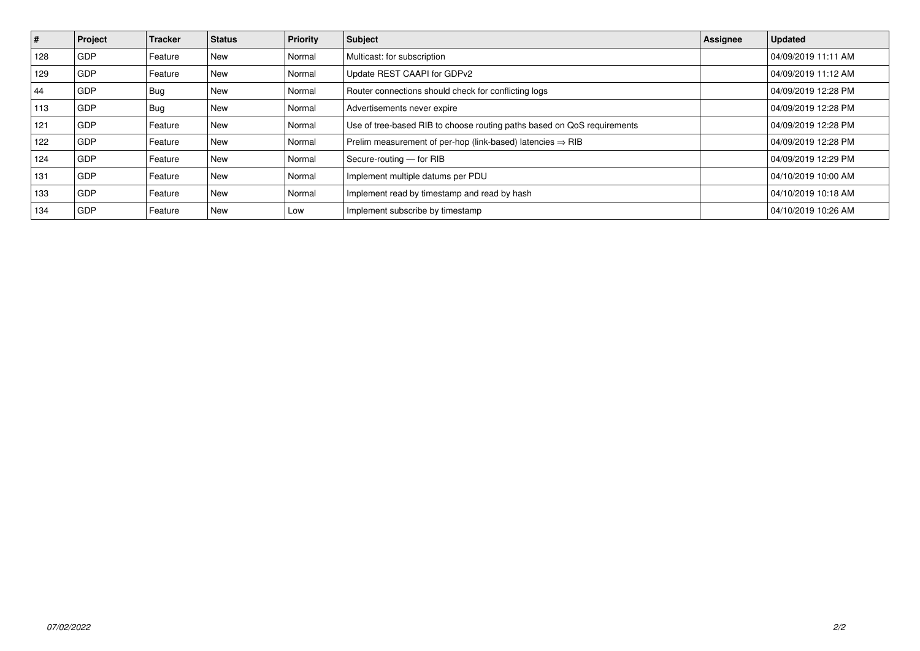| # | Project | Tracker | Status | Priority | Subject | Assignee | Updated |
|---|---|---|---|---|---|---|---|
| 128 | GDP | Feature | New | Normal | Multicast: for subscription | | 04/09/2019 11:11 AM |
| 129 | GDP | Feature | New | Normal | Update REST CAAPI for GDPv2 | | 04/09/2019 11:12 AM |
| 44 | GDP | Bug | New | Normal | Router connections should check for conflicting logs | | 04/09/2019 12:28 PM |
| 113 | GDP | Bug | New | Normal | Advertisements never expire | | 04/09/2019 12:28 PM |
| 121 | GDP | Feature | New | Normal | Use of tree-based RIB to choose routing paths based on QoS requirements | | 04/09/2019 12:28 PM |
| 122 | GDP | Feature | New | Normal | Prelim measurement of per-hop (link-based) latencies ⇒ RIB | | 04/09/2019 12:28 PM |
| 124 | GDP | Feature | New | Normal | Secure-routing — for RIB | | 04/09/2019 12:29 PM |
| 131 | GDP | Feature | New | Normal | Implement multiple datums per PDU | | 04/10/2019 10:00 AM |
| 133 | GDP | Feature | New | Normal | Implement read by timestamp and read by hash | | 04/10/2019 10:18 AM |
| 134 | GDP | Feature | New | Low | Implement subscribe by timestamp | | 04/10/2019 10:26 AM |